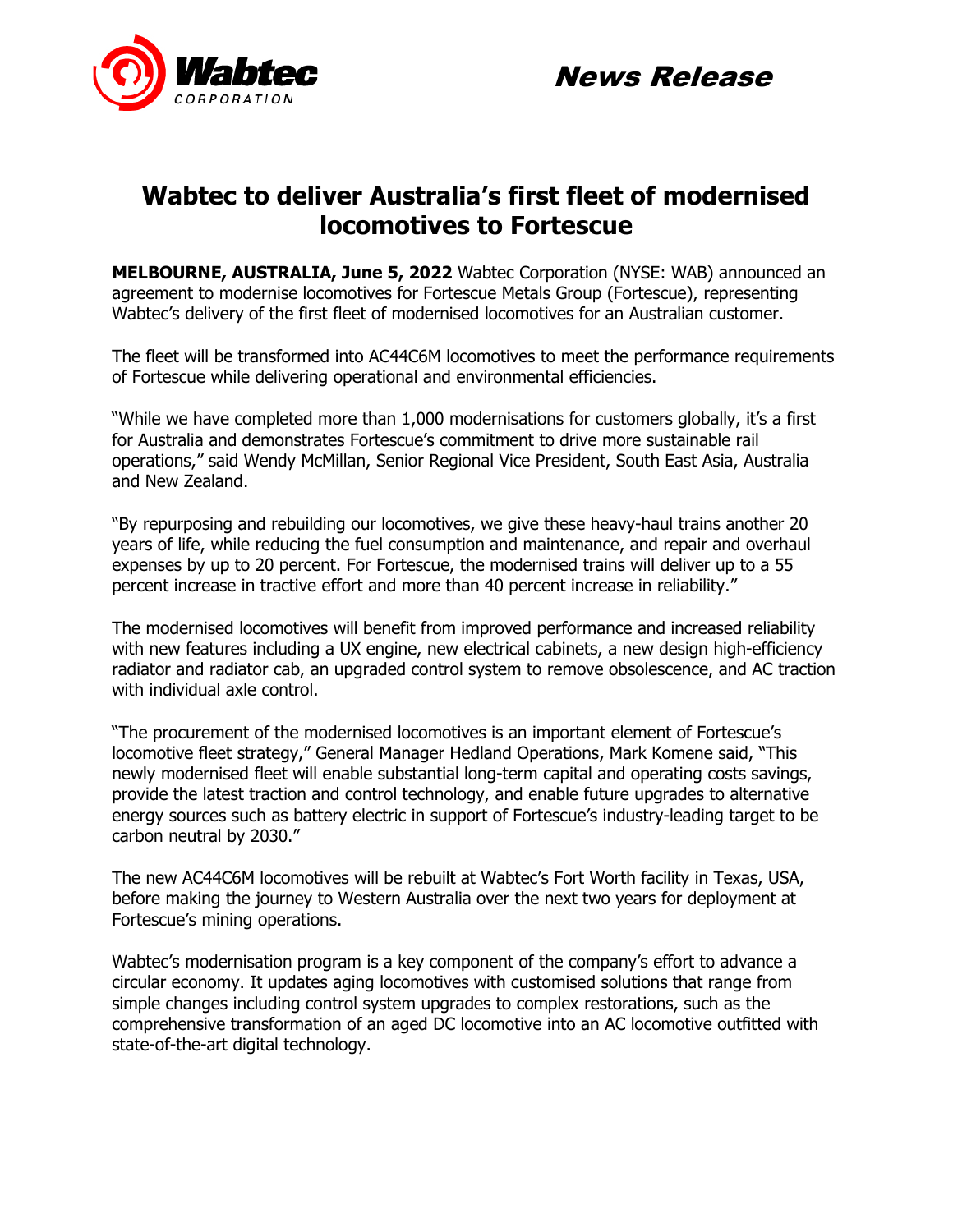Wabtec CORPORATION

*News Release*

# Wabtec to deliver Australia's first fleet of modernised locomotives to Fortescue

**MELBOURNE, AUSTRALIA, June 5, 2022** Wabtec Corporation (NYSE: WAB) announced an agreement to modernise locomotives for Fortescue Metals Group (Fortescue), representing Wabtec's delivery of the first fleet of modernised locomotives for an Australian customer.

The fleet will be transformed into AC44C6M locomotives to meet the performance requirements of Fortescue while delivering operational and environmental efficiencies.

"While we have completed more than 1,000 modernisations for customers globally, it's a first for Australia and demonstrates Fortescue's commitment to drive more sustainable rail operations," said Wendy McMillan, Senior Regional Vice President, South East Asia, Australia and New Zealand.

"By repurposing and rebuilding our locomotives, we give these heavy-haul trains another 20 years of life, while reducing the fuel consumption and maintenance, and repair and overhaul expenses by up to 20 percent. For Fortescue, the modernised trains will deliver up to a 55 percent increase in tractive effort and more than 40 percent increase in reliability."

The modernised locomotives will benefit from improved performance and increased reliability with new features including a UX engine, new electrical cabinets, a new design high-efficiency radiator and radiator cab, an upgraded control system to remove obsolescence, and AC traction with individual axle control.

"The procurement of the modernised locomotives is an important element of Fortescue's locomotive fleet strategy," General Manager Hedland Operations, Mark Komene said, "This newly modernised fleet will enable substantial long-term capital and operating costs savings, provide the latest traction and control technology, and enable future upgrades to alternative energy sources such as battery electric in support of Fortescue's industry-leading target to be carbon neutral by 2030."

The new AC44C6M locomotives will be rebuilt at Wabtec's Fort Worth facility in Texas, USA, before making the journey to Western Australia over the next two years for deployment at Fortescue's mining operations.

Wabtec's modernisation program is a key component of the company's effort to advance a circular economy. It updates aging locomotives with customised solutions that range from simple changes including control system upgrades to complex restorations, such as the comprehensive transformation of an aged DC locomotive into an AC locomotive outfitted with state-of-the-art digital technology.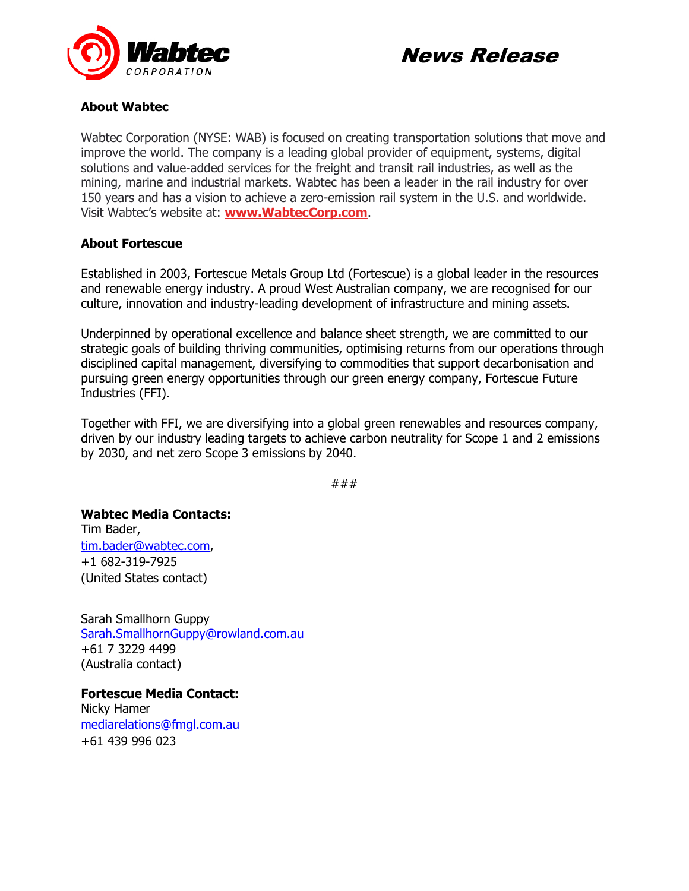**News Release**

## About Wabtec

Wabtec Corporation (NYSE: WAB) is focused on creating transportation solutions that move and improve the world. The company is a leading global provider of equipment, systems, digital solutions and value-added services for the freight and transit rail industries, as well as the mining, marine and industrial markets. Wabtec has been a leader in the rail industry for over 150 years and has a vision to achieve a zero-emission rail system in the U.S. and worldwide. Visit Wabtec's website at: **www.WabtecCorp.com**.

## About Fortescue

Established in 2003, Fortescue Metals Group Ltd (Fortescue) is a global leader in the resources and renewable energy industry. A proud West Australian company, we are recognised for our culture, innovation and industry-leading development of infrastructure and mining assets.

Underpinned by operational excellence and balance sheet strength, we are committed to our strategic goals of building thriving communities, optimising returns from our operations through disciplined capital management, diversifying to commodities that support decarbonisation and pursuing green energy opportunities through our green energy company, Fortescue Future Industries (FFI).

Together with FFI, we are diversifying into a global green renewables and resources company, driven by our industry leading targets to achieve carbon neutrality for Scope 1 and 2 emissions by 2030, and net zero Scope 3 emissions by 2040.

###

**Wabtec Media Contacts:**
Tim Bader,
tim.bader@wabtec.com,
+1 682-319-7925
(United States contact)

Sarah Smallhorn Guppy
Sarah.SmallhornGuppy@rowland.com.au
+61 7 3229 4499
(Australia contact)

**Fortescue Media Contact:**
Nicky Hamer
mediarelations@fmgl.com.au
+61 439 996 023